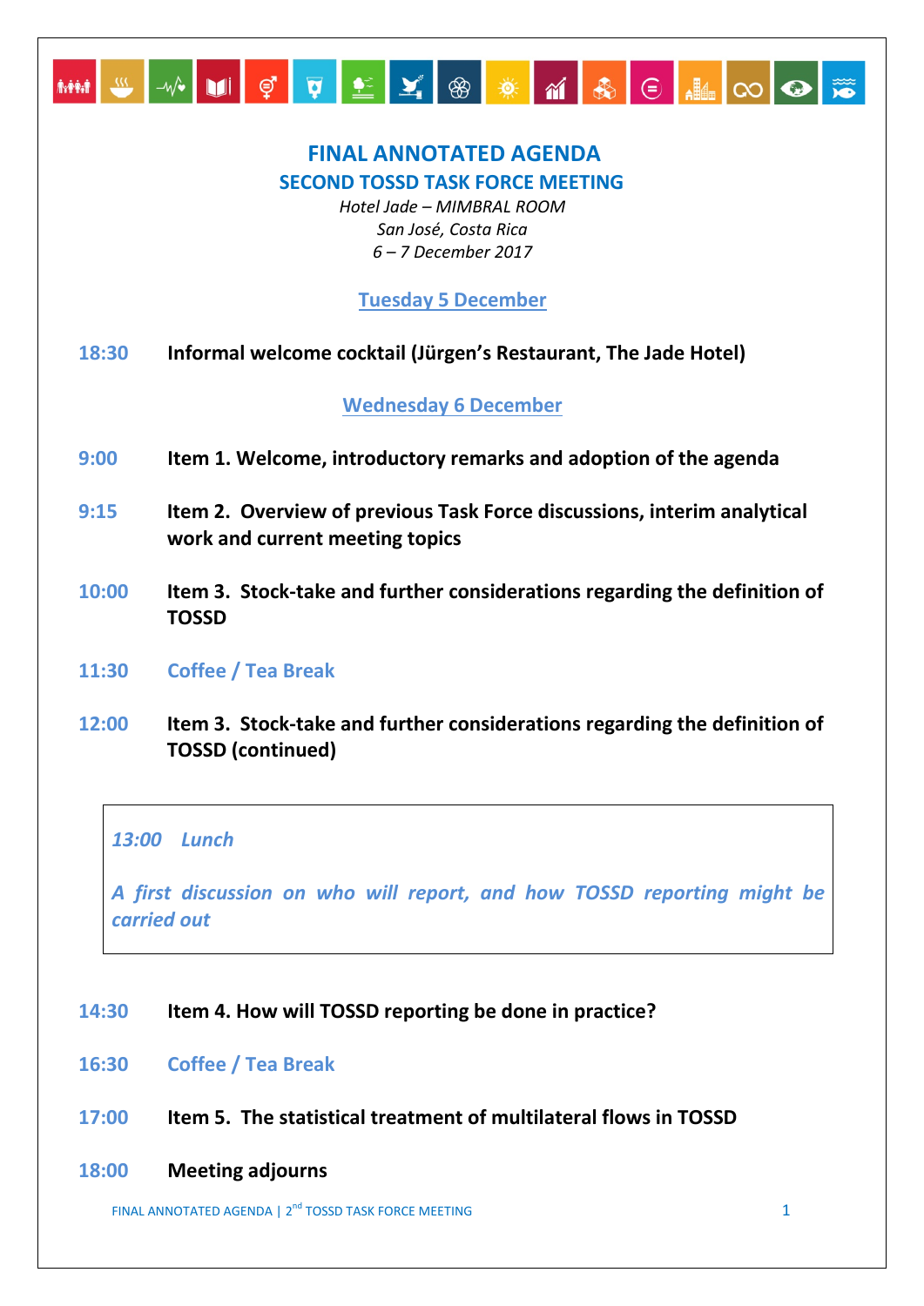# FINAL ANNOTATED AGENDA

## SECOND TOSSD TASK FORCE MEETING

*Hotel Jade – MIMBRAL ROOM*
*San José, Costa Rica*
*6 – 7 December 2017*

### Tuesday 5 December

**18:30** **Informal welcome cocktail (Jürgen's Restaurant, The Jade Hotel)**

### Wednesday 6 December

**9:00** **Item 1. Welcome, introductory remarks and adoption of the agenda**

**9:15** **Item 2. Overview of previous Task Force discussions, interim analytical work and current meeting topics**

**10:00** **Item 3. Stock-take and further considerations regarding the definition of TOSSD**

**11:30** Coffee / Tea Break

**12:00** **Item 3. Stock-take and further considerations regarding the definition of TOSSD (continued)**

***13:00 Lunch***

***A first discussion on who will report, and how TOSSD reporting might be carried out***

**14:30** **Item 4. How will TOSSD reporting be done in practice?**

**16:30** Coffee / Tea Break

**17:00** **Item 5. The statistical treatment of multilateral flows in TOSSD**

**18:00** **Meeting adjourns**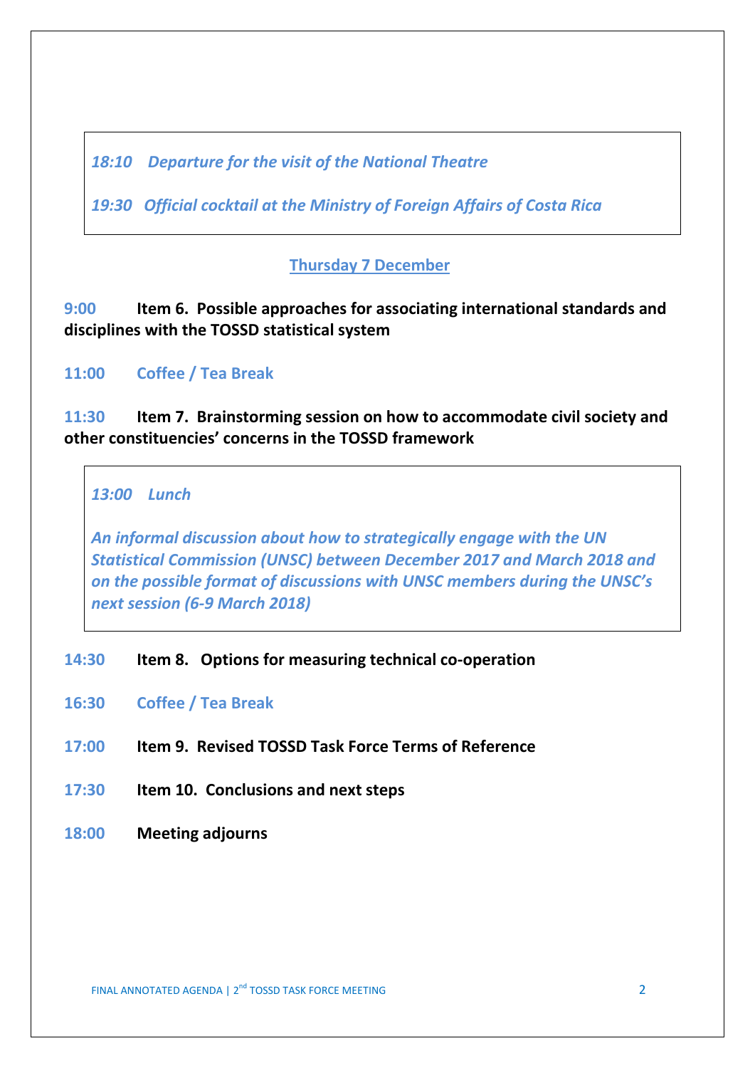*18:10 Departure for the visit of the National Theatre*

*19:30 Official cocktail at the Ministry of Foreign Affairs of Costa Rica*

## Thursday 7 December

**9:00 Item 6. Possible approaches for associating international standards and disciplines with the TOSSD statistical system**

**11:00 Coffee / Tea Break**

**11:30 Item 7. Brainstorming session on how to accommodate civil society and other constituencies' concerns in the TOSSD framework**

*13:00 Lunch*

*An informal discussion about how to strategically engage with the UN Statistical Commission (UNSC) between December 2017 and March 2018 and on the possible format of discussions with UNSC members during the UNSC's next session (6-9 March 2018)*

**14:30 Item 8. Options for measuring technical co-operation**

**16:30 Coffee / Tea Break**

**17:00 Item 9. Revised TOSSD Task Force Terms of Reference**

**17:30 Item 10. Conclusions and next steps**

**18:00 Meeting adjourns**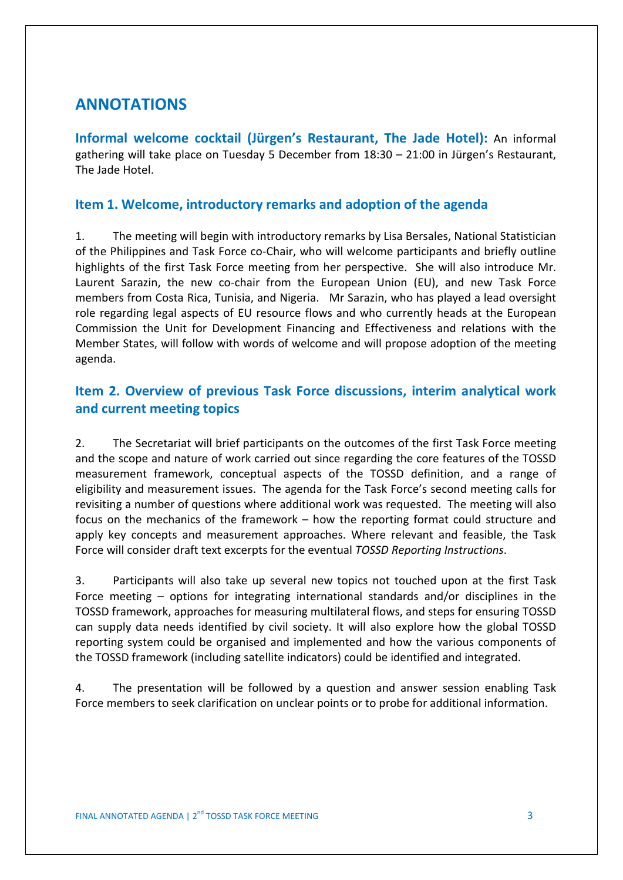## ANNOTATIONS

**Informal welcome cocktail (Jürgen's Restaurant, The Jade Hotel):** An informal gathering will take place on Tuesday 5 December from 18:30 – 21:00 in Jürgen's Restaurant, The Jade Hotel.

### Item 1. Welcome, introductory remarks and adoption of the agenda

1. The meeting will begin with introductory remarks by Lisa Bersales, National Statistician of the Philippines and Task Force co-Chair, who will welcome participants and briefly outline highlights of the first Task Force meeting from her perspective. She will also introduce Mr. Laurent Sarazin, the new co-chair from the European Union (EU), and new Task Force members from Costa Rica, Tunisia, and Nigeria. Mr Sarazin, who has played a lead oversight role regarding legal aspects of EU resource flows and who currently heads at the European Commission the Unit for Development Financing and Effectiveness and relations with the Member States, will follow with words of welcome and will propose adoption of the meeting agenda.

### Item 2. Overview of previous Task Force discussions, interim analytical work and current meeting topics

2. The Secretariat will brief participants on the outcomes of the first Task Force meeting and the scope and nature of work carried out since regarding the core features of the TOSSD measurement framework, conceptual aspects of the TOSSD definition, and a range of eligibility and measurement issues. The agenda for the Task Force's second meeting calls for revisiting a number of questions where additional work was requested. The meeting will also focus on the mechanics of the framework – how the reporting format could structure and apply key concepts and measurement approaches. Where relevant and feasible, the Task Force will consider draft text excerpts for the eventual *TOSSD Reporting Instructions*.

3. Participants will also take up several new topics not touched upon at the first Task Force meeting – options for integrating international standards and/or disciplines in the TOSSD framework, approaches for measuring multilateral flows, and steps for ensuring TOSSD can supply data needs identified by civil society. It will also explore how the global TOSSD reporting system could be organised and implemented and how the various components of the TOSSD framework (including satellite indicators) could be identified and integrated.

4. The presentation will be followed by a question and answer session enabling Task Force members to seek clarification on unclear points or to probe for additional information.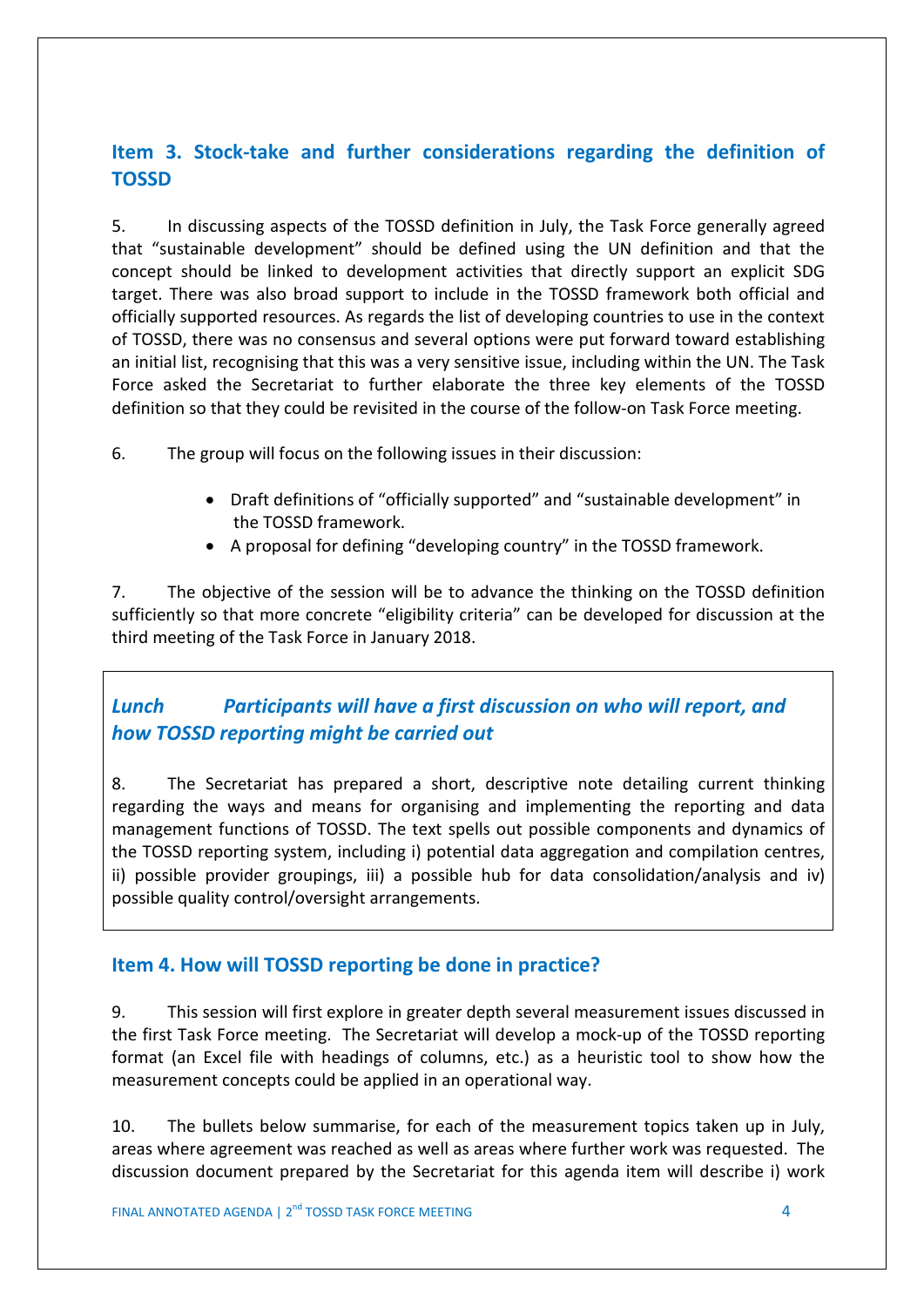## Item 3. Stock-take and further considerations regarding the definition of TOSSD

5. In discussing aspects of the TOSSD definition in July, the Task Force generally agreed that "sustainable development" should be defined using the UN definition and that the concept should be linked to development activities that directly support an explicit SDG target. There was also broad support to include in the TOSSD framework both official and officially supported resources. As regards the list of developing countries to use in the context of TOSSD, there was no consensus and several options were put forward toward establishing an initial list, recognising that this was a very sensitive issue, including within the UN. The Task Force asked the Secretariat to further elaborate the three key elements of the TOSSD definition so that they could be revisited in the course of the follow-on Task Force meeting.

6. The group will focus on the following issues in their discussion:

- Draft definitions of "officially supported" and "sustainable development" in the TOSSD framework.
- A proposal for defining "developing country" in the TOSSD framework.

7. The objective of the session will be to advance the thinking on the TOSSD definition sufficiently so that more concrete "eligibility criteria" can be developed for discussion at the third meeting of the Task Force in January 2018.

### *Lunch Participants will have a first discussion on who will report, and how TOSSD reporting might be carried out*

8. The Secretariat has prepared a short, descriptive note detailing current thinking regarding the ways and means for organising and implementing the reporting and data management functions of TOSSD. The text spells out possible components and dynamics of the TOSSD reporting system, including i) potential data aggregation and compilation centres, ii) possible provider groupings, iii) a possible hub for data consolidation/analysis and iv) possible quality control/oversight arrangements.

## Item 4. How will TOSSD reporting be done in practice?

9. This session will first explore in greater depth several measurement issues discussed in the first Task Force meeting. The Secretariat will develop a mock-up of the TOSSD reporting format (an Excel file with headings of columns, etc.) as a heuristic tool to show how the measurement concepts could be applied in an operational way.

10. The bullets below summarise, for each of the measurement topics taken up in July, areas where agreement was reached as well as areas where further work was requested. The discussion document prepared by the Secretariat for this agenda item will describe i) work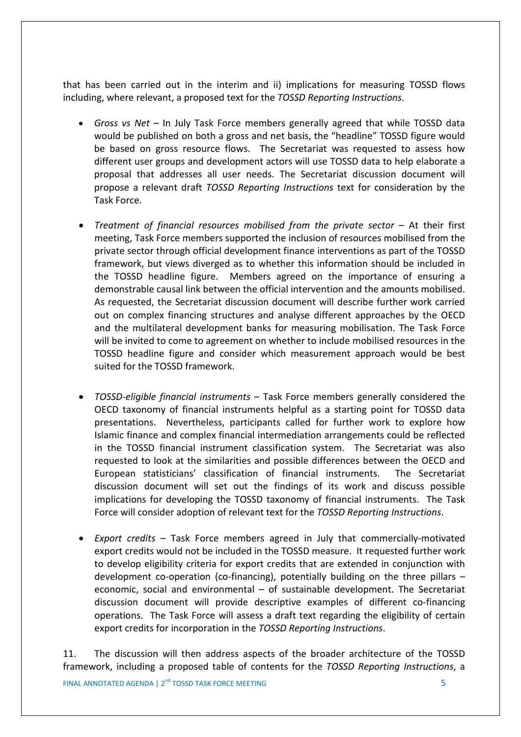that has been carried out in the interim and ii) implications for measuring TOSSD flows including, where relevant, a proposed text for the *TOSSD Reporting Instructions*.

- *Gross vs Net* – In July Task Force members generally agreed that while TOSSD data would be published on both a gross and net basis, the "headline" TOSSD figure would be based on gross resource flows. The Secretariat was requested to assess how different user groups and development actors will use TOSSD data to help elaborate a proposal that addresses all user needs. The Secretariat discussion document will propose a relevant draft *TOSSD Reporting Instructions* text for consideration by the Task Force.

- *Treatment of financial resources mobilised from the private sector* – At their first meeting, Task Force members supported the inclusion of resources mobilised from the private sector through official development finance interventions as part of the TOSSD framework, but views diverged as to whether this information should be included in the TOSSD headline figure. Members agreed on the importance of ensuring a demonstrable causal link between the official intervention and the amounts mobilised. As requested, the Secretariat discussion document will describe further work carried out on complex financing structures and analyse different approaches by the OECD and the multilateral development banks for measuring mobilisation. The Task Force will be invited to come to agreement on whether to include mobilised resources in the TOSSD headline figure and consider which measurement approach would be best suited for the TOSSD framework.

- *TOSSD-eligible financial instruments* – Task Force members generally considered the OECD taxonomy of financial instruments helpful as a starting point for TOSSD data presentations. Nevertheless, participants called for further work to explore how Islamic finance and complex financial intermediation arrangements could be reflected in the TOSSD financial instrument classification system. The Secretariat was also requested to look at the similarities and possible differences between the OECD and European statisticians' classification of financial instruments. The Secretariat discussion document will set out the findings of its work and discuss possible implications for developing the TOSSD taxonomy of financial instruments. The Task Force will consider adoption of relevant text for the *TOSSD Reporting Instructions*.

- *Export credits* – Task Force members agreed in July that commercially-motivated export credits would not be included in the TOSSD measure. It requested further work to develop eligibility criteria for export credits that are extended in conjunction with development co-operation (co-financing), potentially building on the three pillars – economic, social and environmental – of sustainable development. The Secretariat discussion document will provide descriptive examples of different co-financing operations. The Task Force will assess a draft text regarding the eligibility of certain export credits for incorporation in the *TOSSD Reporting Instructions*.

11. The discussion will then address aspects of the broader architecture of the TOSSD framework, including a proposed table of contents for the *TOSSD Reporting Instructions*, a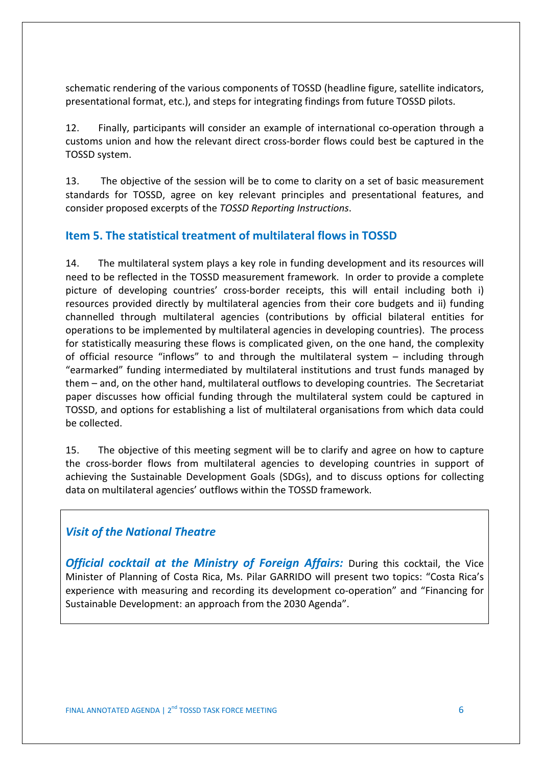schematic rendering of the various components of TOSSD (headline figure, satellite indicators, presentational format, etc.), and steps for integrating findings from future TOSSD pilots.

12. Finally, participants will consider an example of international co-operation through a customs union and how the relevant direct cross-border flows could best be captured in the TOSSD system.

13. The objective of the session will be to come to clarity on a set of basic measurement standards for TOSSD, agree on key relevant principles and presentational features, and consider proposed excerpts of the *TOSSD Reporting Instructions*.

## Item 5. The statistical treatment of multilateral flows in TOSSD

14. The multilateral system plays a key role in funding development and its resources will need to be reflected in the TOSSD measurement framework. In order to provide a complete picture of developing countries' cross-border receipts, this will entail including both i) resources provided directly by multilateral agencies from their core budgets and ii) funding channelled through multilateral agencies (contributions by official bilateral entities for operations to be implemented by multilateral agencies in developing countries). The process for statistically measuring these flows is complicated given, on the one hand, the complexity of official resource "inflows" to and through the multilateral system – including through "earmarked" funding intermediated by multilateral institutions and trust funds managed by them – and, on the other hand, multilateral outflows to developing countries. The Secretariat paper discusses how official funding through the multilateral system could be captured in TOSSD, and options for establishing a list of multilateral organisations from which data could be collected.

15. The objective of this meeting segment will be to clarify and agree on how to capture the cross-border flows from multilateral agencies to developing countries in support of achieving the Sustainable Development Goals (SDGs), and to discuss options for collecting data on multilateral agencies' outflows within the TOSSD framework.

### *Visit of the National Theatre*

***Official cocktail at the Ministry of Foreign Affairs:*** During this cocktail, the Vice Minister of Planning of Costa Rica, Ms. Pilar GARRIDO will present two topics: "Costa Rica's experience with measuring and recording its development co-operation" and "Financing for Sustainable Development: an approach from the 2030 Agenda".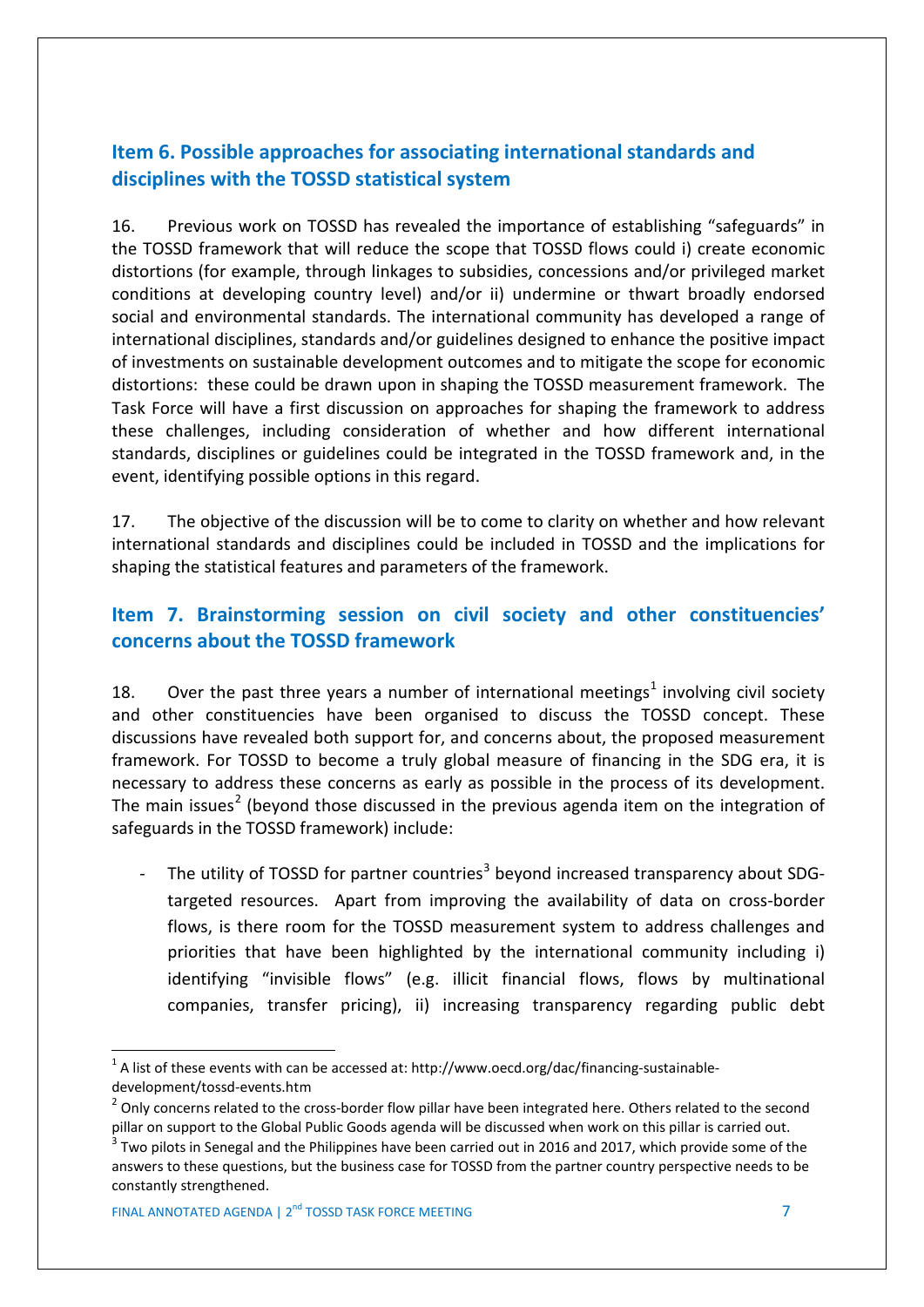## Item 6. Possible approaches for associating international standards and disciplines with the TOSSD statistical system

16. Previous work on TOSSD has revealed the importance of establishing "safeguards" in the TOSSD framework that will reduce the scope that TOSSD flows could i) create economic distortions (for example, through linkages to subsidies, concessions and/or privileged market conditions at developing country level) and/or ii) undermine or thwart broadly endorsed social and environmental standards. The international community has developed a range of international disciplines, standards and/or guidelines designed to enhance the positive impact of investments on sustainable development outcomes and to mitigate the scope for economic distortions: these could be drawn upon in shaping the TOSSD measurement framework. The Task Force will have a first discussion on approaches for shaping the framework to address these challenges, including consideration of whether and how different international standards, disciplines or guidelines could be integrated in the TOSSD framework and, in the event, identifying possible options in this regard.

17. The objective of the discussion will be to come to clarity on whether and how relevant international standards and disciplines could be included in TOSSD and the implications for shaping the statistical features and parameters of the framework.

## Item 7. Brainstorming session on civil society and other constituencies' concerns about the TOSSD framework

18. Over the past three years a number of international meetings[1] involving civil society and other constituencies have been organised to discuss the TOSSD concept. These discussions have revealed both support for, and concerns about, the proposed measurement framework. For TOSSD to become a truly global measure of financing in the SDG era, it is necessary to address these concerns as early as possible in the process of its development. The main issues[2] (beyond those discussed in the previous agenda item on the integration of safeguards in the TOSSD framework) include:

- The utility of TOSSD for partner countries[3] beyond increased transparency about SDG-targeted resources. Apart from improving the availability of data on cross-border flows, is there room for the TOSSD measurement system to address challenges and priorities that have been highlighted by the international community including i) identifying "invisible flows" (e.g. illicit financial flows, flows by multinational companies, transfer pricing), ii) increasing transparency regarding public debt

[1] A list of these events with can be accessed at: http://www.oecd.org/dac/financing-sustainable-development/tossd-events.htm

[2] Only concerns related to the cross-border flow pillar have been integrated here. Others related to the second pillar on support to the Global Public Goods agenda will be discussed when work on this pillar is carried out.

[3] Two pilots in Senegal and the Philippines have been carried out in 2016 and 2017, which provide some of the answers to these questions, but the business case for TOSSD from the partner country perspective needs to be constantly strengthened.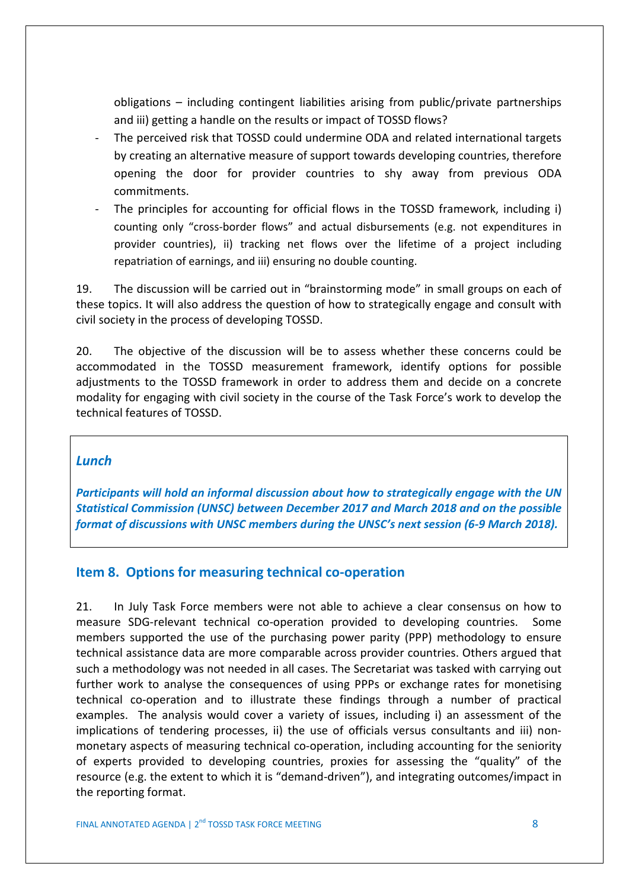obligations – including contingent liabilities arising from public/private partnerships and iii) getting a handle on the results or impact of TOSSD flows?

- The perceived risk that TOSSD could undermine ODA and related international targets by creating an alternative measure of support towards developing countries, therefore opening the door for provider countries to shy away from previous ODA commitments.
- The principles for accounting for official flows in the TOSSD framework, including i) counting only "cross-border flows" and actual disbursements (e.g. not expenditures in provider countries), ii) tracking net flows over the lifetime of a project including repatriation of earnings, and iii) ensuring no double counting.

19. The discussion will be carried out in "brainstorming mode" in small groups on each of these topics. It will also address the question of how to strategically engage and consult with civil society in the process of developing TOSSD.

20. The objective of the discussion will be to assess whether these concerns could be accommodated in the TOSSD measurement framework, identify options for possible adjustments to the TOSSD framework in order to address them and decide on a concrete modality for engaging with civil society in the course of the Task Force's work to develop the technical features of TOSSD.

***Lunch***

***Participants will hold an informal discussion about how to strategically engage with the UN Statistical Commission (UNSC) between December 2017 and March 2018 and on the possible format of discussions with UNSC members during the UNSC's next session (6-9 March 2018).***

## Item 8. Options for measuring technical co-operation

21. In July Task Force members were not able to achieve a clear consensus on how to measure SDG-relevant technical co-operation provided to developing countries. Some members supported the use of the purchasing power parity (PPP) methodology to ensure technical assistance data are more comparable across provider countries. Others argued that such a methodology was not needed in all cases. The Secretariat was tasked with carrying out further work to analyse the consequences of using PPPs or exchange rates for monetising technical co-operation and to illustrate these findings through a number of practical examples. The analysis would cover a variety of issues, including i) an assessment of the implications of tendering processes, ii) the use of officials versus consultants and iii) non-monetary aspects of measuring technical co-operation, including accounting for the seniority of experts provided to developing countries, proxies for assessing the "quality" of the resource (e.g. the extent to which it is "demand-driven"), and integrating outcomes/impact in the reporting format.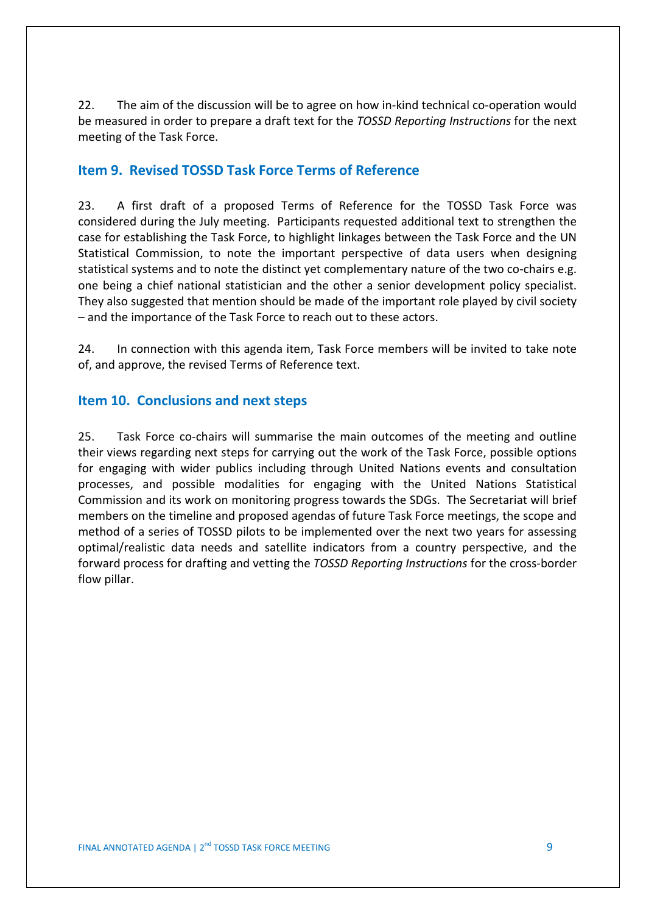22. The aim of the discussion will be to agree on how in-kind technical co-operation would be measured in order to prepare a draft text for the *TOSSD Reporting Instructions* for the next meeting of the Task Force.

## Item 9. Revised TOSSD Task Force Terms of Reference

23. A first draft of a proposed Terms of Reference for the TOSSD Task Force was considered during the July meeting. Participants requested additional text to strengthen the case for establishing the Task Force, to highlight linkages between the Task Force and the UN Statistical Commission, to note the important perspective of data users when designing statistical systems and to note the distinct yet complementary nature of the two co-chairs e.g. one being a chief national statistician and the other a senior development policy specialist. They also suggested that mention should be made of the important role played by civil society – and the importance of the Task Force to reach out to these actors.

24. In connection with this agenda item, Task Force members will be invited to take note of, and approve, the revised Terms of Reference text.

## Item 10. Conclusions and next steps

25. Task Force co-chairs will summarise the main outcomes of the meeting and outline their views regarding next steps for carrying out the work of the Task Force, possible options for engaging with wider publics including through United Nations events and consultation processes, and possible modalities for engaging with the United Nations Statistical Commission and its work on monitoring progress towards the SDGs. The Secretariat will brief members on the timeline and proposed agendas of future Task Force meetings, the scope and method of a series of TOSSD pilots to be implemented over the next two years for assessing optimal/realistic data needs and satellite indicators from a country perspective, and the forward process for drafting and vetting the *TOSSD Reporting Instructions* for the cross-border flow pillar.